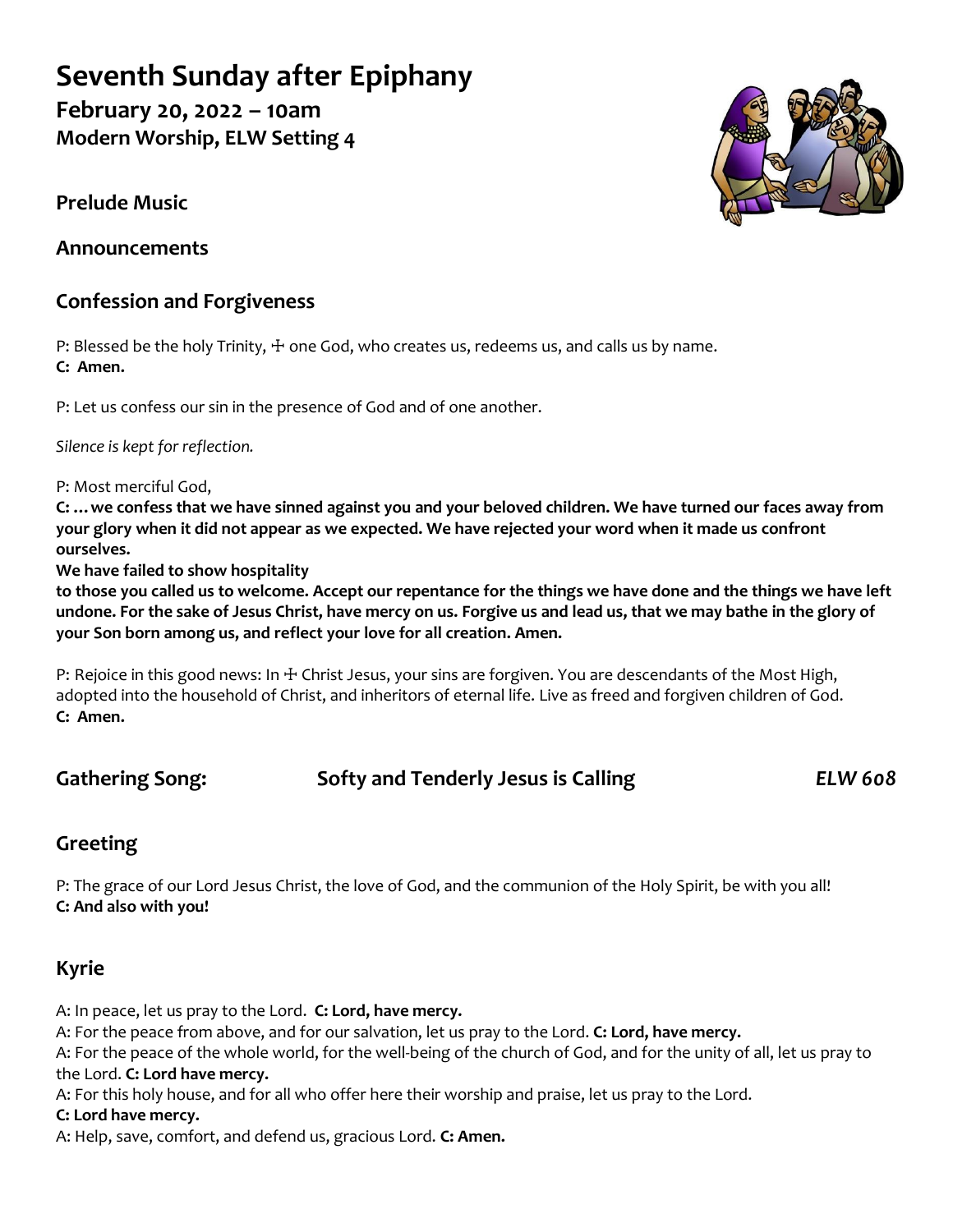# Seventh Sunday after Epiphany

## February 20, 2022 – 10am
## Modern Worship, ELW Setting 4

## Prelude Music

## Announcements

## Confession and Forgiveness

P: Blessed be the holy Trinity, ☩ one God, who creates us, redeems us, and calls us by name.
**C: Amen.**

P: Let us confess our sin in the presence of God and of one another.

*Silence is kept for reflection.*

P: Most merciful God,
**C: …we confess that we have sinned against you and your beloved children. We have turned our faces away from your glory when it did not appear as we expected. We have rejected your word when it made us confront ourselves.**
**We have failed to show hospitality**
**to those you called us to welcome. Accept our repentance for the things we have done and the things we have left undone. For the sake of Jesus Christ, have mercy on us. Forgive us and lead us, that we may bathe in the glory of your Son born among us, and reflect your love for all creation. Amen.**

P: Rejoice in this good news: In ☩ Christ Jesus, your sins are forgiven. You are descendants of the Most High, adopted into the household of Christ, and inheritors of eternal life. Live as freed and forgiven children of God.
**C: Amen.**

## Gathering Song: Softy and Tenderly Jesus is Calling *ELW 608*

## Greeting

P: The grace of our Lord Jesus Christ, the love of God, and the communion of the Holy Spirit, be with you all!
**C: And also with you!**

## Kyrie

A: In peace, let us pray to the Lord. **C: Lord, have mercy.**
A: For the peace from above, and for our salvation, let us pray to the Lord. **C: Lord, have mercy.**
A: For the peace of the whole world, for the well-being of the church of God, and for the unity of all, let us pray to the Lord. **C: Lord have mercy.**
A: For this holy house, and for all who offer here their worship and praise, let us pray to the Lord.
**C: Lord have mercy.**
A: Help, save, comfort, and defend us, gracious Lord. **C: Amen.**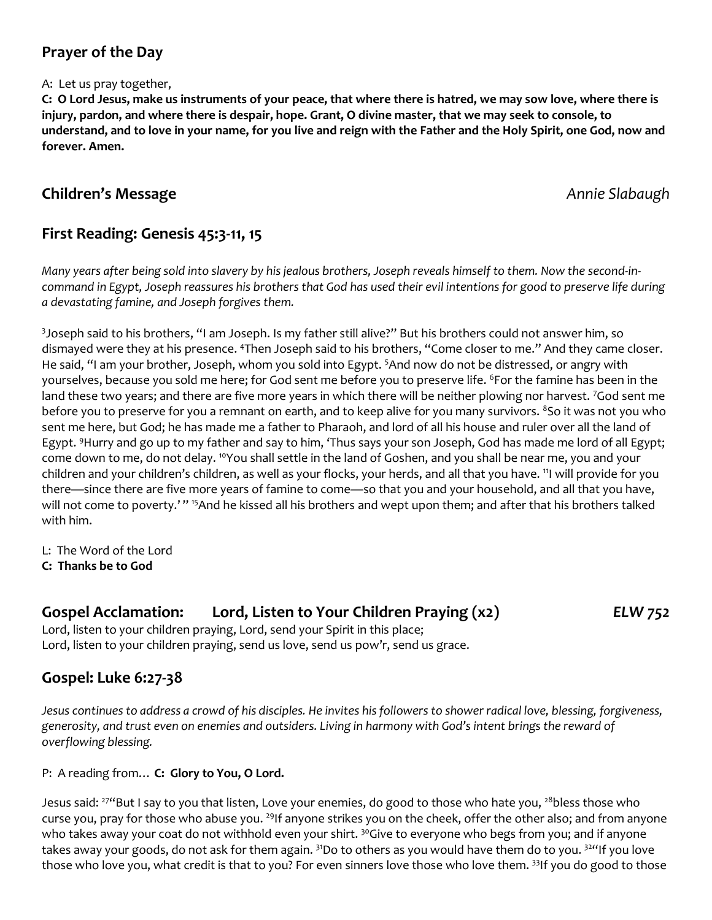## Prayer of the Day

A: Let us pray together,

**C: O Lord Jesus, make us instruments of your peace, that where there is hatred, we may sow love, where there is injury, pardon, and where there is despair, hope. Grant, O divine master, that we may seek to console, to understand, and to love in your name, for you live and reign with the Father and the Holy Spirit, one God, now and forever. Amen.**

## Children's Message *Annie Slabaugh*

## First Reading: Genesis 45:3-11, 15

*Many years after being sold into slavery by his jealous brothers, Joseph reveals himself to them. Now the second-in-command in Egypt, Joseph reassures his brothers that God has used their evil intentions for good to preserve life during a devastating famine, and Joseph forgives them.*

[3]Joseph said to his brothers, "I am Joseph. Is my father still alive?" But his brothers could not answer him, so dismayed were they at his presence. [4]Then Joseph said to his brothers, "Come closer to me." And they came closer. He said, "I am your brother, Joseph, whom you sold into Egypt. [5]And now do not be distressed, or angry with yourselves, because you sold me here; for God sent me before you to preserve life. [6]For the famine has been in the land these two years; and there are five more years in which there will be neither plowing nor harvest. [7]God sent me before you to preserve for you a remnant on earth, and to keep alive for you many survivors. [8]So it was not you who sent me here, but God; he has made me a father to Pharaoh, and lord of all his house and ruler over all the land of Egypt. [9]Hurry and go up to my father and say to him, 'Thus says your son Joseph, God has made me lord of all Egypt; come down to me, do not delay. [10]You shall settle in the land of Goshen, and you shall be near me, you and your children and your children's children, as well as your flocks, your herds, and all that you have. [11]I will provide for you there—since there are five more years of famine to come—so that you and your household, and all that you have, will not come to poverty.' " [15]And he kissed all his brothers and wept upon them; and after that his brothers talked with him.

L: The Word of the Lord
**C: Thanks be to God**

## Gospel Acclamation: Lord, Listen to Your Children Praying (x2) *ELW 752*

Lord, listen to your children praying, Lord, send your Spirit in this place;
Lord, listen to your children praying, send us love, send us pow'r, send us grace.

## Gospel: Luke 6:27-38

*Jesus continues to address a crowd of his disciples. He invites his followers to shower radical love, blessing, forgiveness, generosity, and trust even on enemies and outsiders. Living in harmony with God's intent brings the reward of overflowing blessing.*

P: A reading from… **C: Glory to You, O Lord.**

Jesus said: [27]"But I say to you that listen, Love your enemies, do good to those who hate you, [28]bless those who curse you, pray for those who abuse you. [29]If anyone strikes you on the cheek, offer the other also; and from anyone who takes away your coat do not withhold even your shirt. [30]Give to everyone who begs from you; and if anyone takes away your goods, do not ask for them again. [31]Do to others as you would have them do to you. [32]"If you love those who love you, what credit is that to you? For even sinners love those who love them. [33]If you do good to those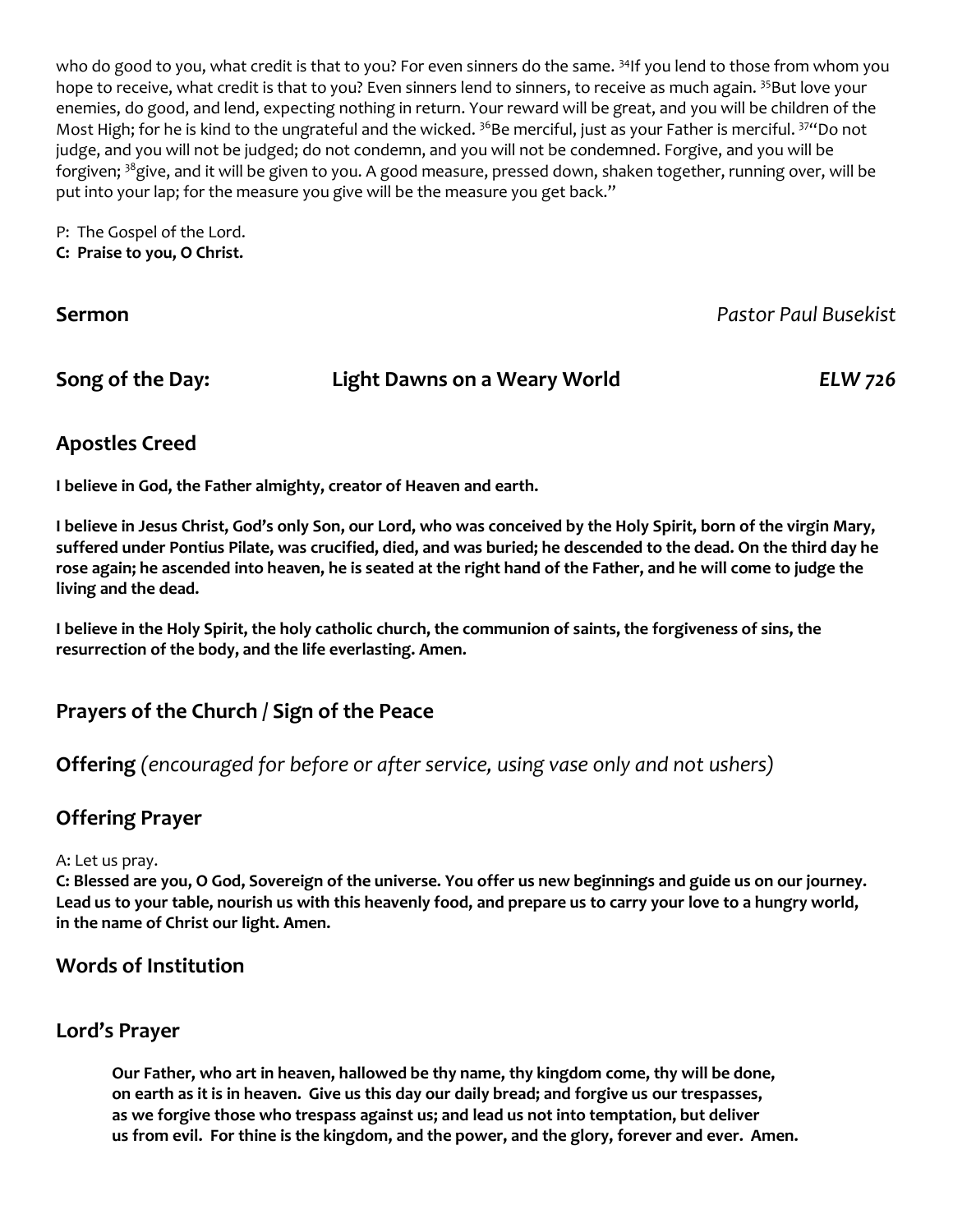who do good to you, what credit is that to you? For even sinners do the same. [34]If you lend to those from whom you hope to receive, what credit is that to you? Even sinners lend to sinners, to receive as much again. [35]But love your enemies, do good, and lend, expecting nothing in return. Your reward will be great, and you will be children of the Most High; for he is kind to the ungrateful and the wicked. [36]Be merciful, just as your Father is merciful. [37]"Do not judge, and you will not be judged; do not condemn, and you will not be condemned. Forgive, and you will be forgiven; [38]give, and it will be given to you. A good measure, pressed down, shaken together, running over, will be put into your lap; for the measure you give will be the measure you get back."

P: The Gospel of the Lord.
**C: Praise to you, O Christ.**

**Sermon** *Pastor Paul Busekist*

**Song of the Day: Light Dawns on a Weary World** ***ELW 726***

## Apostles Creed

**I believe in God, the Father almighty, creator of Heaven and earth.**

**I believe in Jesus Christ, God's only Son, our Lord, who was conceived by the Holy Spirit, born of the virgin Mary, suffered under Pontius Pilate, was crucified, died, and was buried; he descended to the dead. On the third day he rose again; he ascended into heaven, he is seated at the right hand of the Father, and he will come to judge the living and the dead.**

**I believe in the Holy Spirit, the holy catholic church, the communion of saints, the forgiveness of sins, the resurrection of the body, and the life everlasting. Amen.**

## Prayers of the Church / Sign of the Peace

## Offering *(encouraged for before or after service, using vase only and not ushers)*

## Offering Prayer

A: Let us pray.
**C: Blessed are you, O God, Sovereign of the universe. You offer us new beginnings and guide us on our journey. Lead us to your table, nourish us with this heavenly food, and prepare us to carry your love to a hungry world, in the name of Christ our light. Amen.**

## Words of Institution

## Lord's Prayer

**Our Father, who art in heaven, hallowed be thy name, thy kingdom come, thy will be done, on earth as it is in heaven. Give us this day our daily bread; and forgive us our trespasses, as we forgive those who trespass against us; and lead us not into temptation, but deliver us from evil. For thine is the kingdom, and the power, and the glory, forever and ever. Amen.**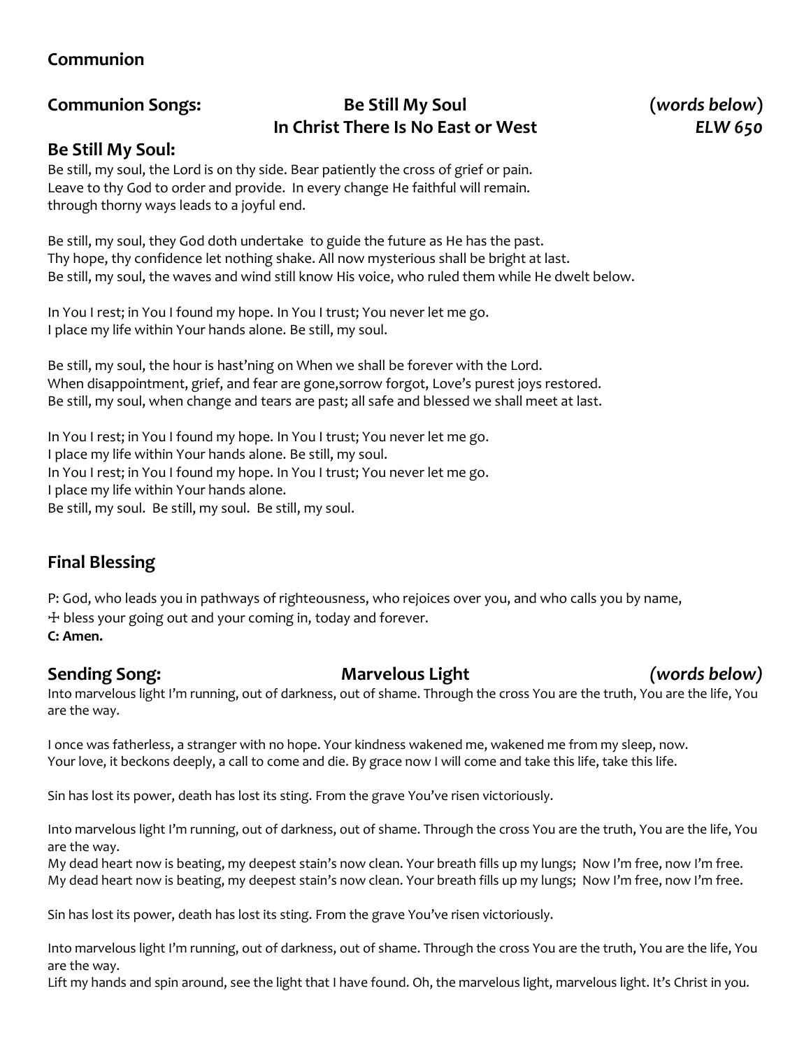## Communion

**Communion Songs:** **Be Still My Soul** (*words below*)
**In Christ There Is No East or West** ***ELW 650***

### Be Still My Soul:

Be still, my soul, the Lord is on thy side. Bear patiently the cross of grief or pain.
Leave to thy God to order and provide. In every change He faithful will remain.
through thorny ways leads to a joyful end.

Be still, my soul, they God doth undertake to guide the future as He has the past.
Thy hope, thy confidence let nothing shake. All now mysterious shall be bright at last.
Be still, my soul, the waves and wind still know His voice, who ruled them while He dwelt below.

In You I rest; in You I found my hope. In You I trust; You never let me go.
I place my life within Your hands alone. Be still, my soul.

Be still, my soul, the hour is hast'ning on When we shall be forever with the Lord.
When disappointment, grief, and fear are gone,sorrow forgot, Love's purest joys restored.
Be still, my soul, when change and tears are past; all safe and blessed we shall meet at last.

In You I rest; in You I found my hope. In You I trust; You never let me go.
I place my life within Your hands alone. Be still, my soul.
In You I rest; in You I found my hope. In You I trust; You never let me go.
I place my life within Your hands alone.
Be still, my soul. Be still, my soul. Be still, my soul.

## Final Blessing

P: God, who leads you in pathways of righteousness, who rejoices over you, and who calls you by name,
☩ bless your going out and your coming in, today and forever.
**C: Amen.**

**Sending Song:** **Marvelous Light** *(words below)*

Into marvelous light I'm running, out of darkness, out of shame. Through the cross You are the truth, You are the life, You are the way.

I once was fatherless, a stranger with no hope. Your kindness wakened me, wakened me from my sleep, now.
Your love, it beckons deeply, a call to come and die. By grace now I will come and take this life, take this life.

Sin has lost its power, death has lost its sting. From the grave You've risen victoriously.

Into marvelous light I'm running, out of darkness, out of shame. Through the cross You are the truth, You are the life, You are the way.
My dead heart now is beating, my deepest stain's now clean. Your breath fills up my lungs; Now I'm free, now I'm free.
My dead heart now is beating, my deepest stain's now clean. Your breath fills up my lungs; Now I'm free, now I'm free.

Sin has lost its power, death has lost its sting. From the grave You've risen victoriously.

Into marvelous light I'm running, out of darkness, out of shame. Through the cross You are the truth, You are the life, You are the way.
Lift my hands and spin around, see the light that I have found. Oh, the marvelous light, marvelous light. It's Christ in you.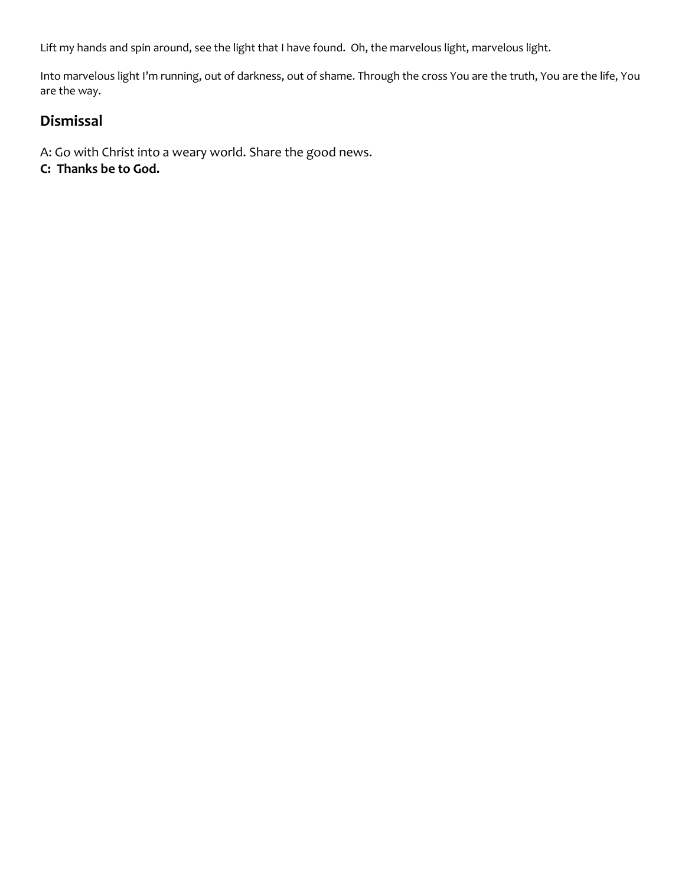Lift my hands and spin around, see the light that I have found.  Oh, the marvelous light, marvelous light.

Into marvelous light I'm running, out of darkness, out of shame. Through the cross You are the truth, You are the life, You are the way.

## Dismissal

A: Go with Christ into a weary world. Share the good news.
**C:  Thanks be to God.**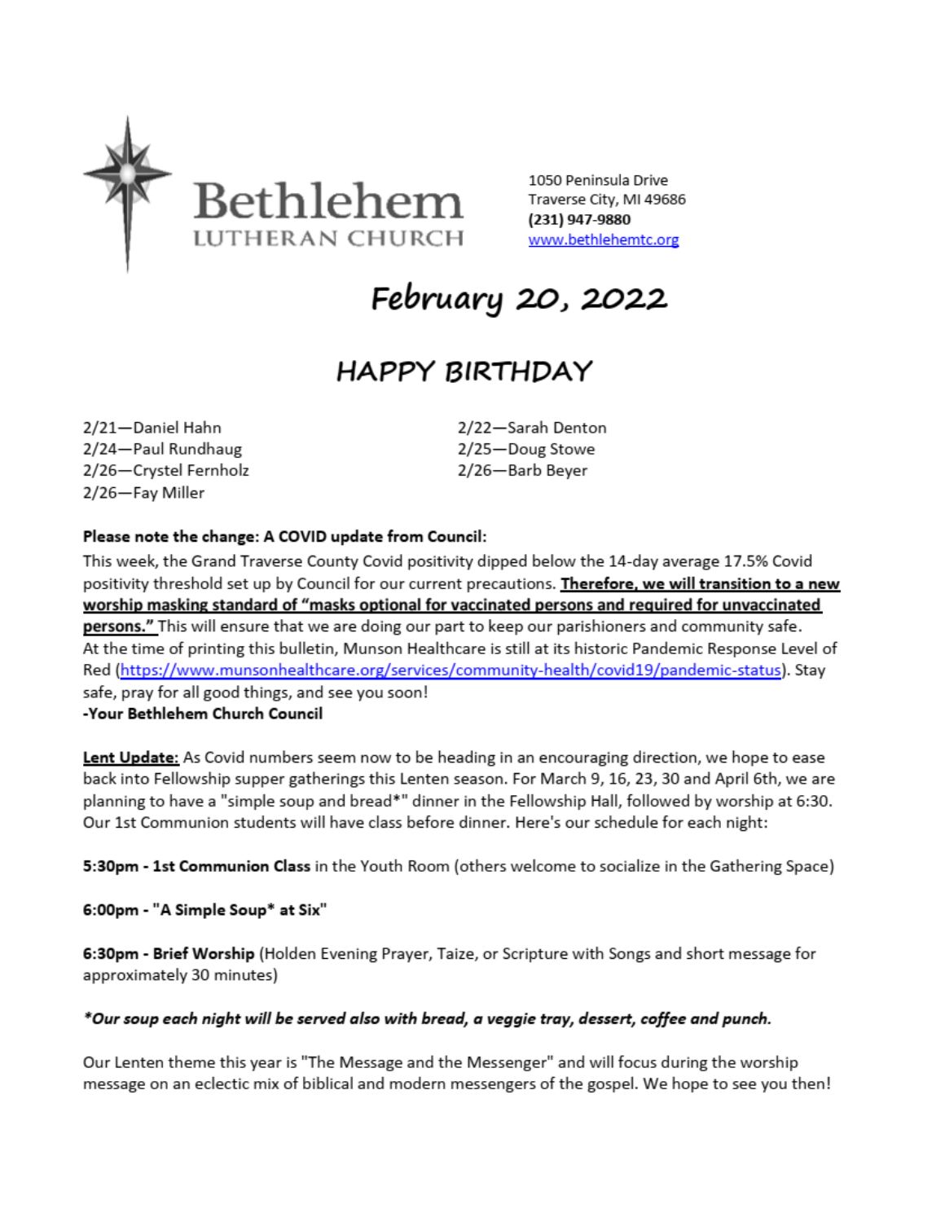# Bethlehem Lutheran Church

1050 Peninsula Drive
Traverse City, MI 49686
**(231) 947-9880**
www.bethlehemtc.org

# February 20, 2022

## HAPPY BIRTHDAY

2/21—Daniel Hahn
2/22—Sarah Denton
2/24—Paul Rundhaug
2/25—Doug Stowe
2/26—Crystel Fernholz
2/26—Barb Beyer
2/26—Fay Miller

**Please note the change: A COVID update from Council:**

This week, the Grand Traverse County Covid positivity dipped below the 14-day average 17.5% Covid positivity threshold set up by Council for our current precautions. **Therefore, we will transition to a new worship masking standard of "masks optional for vaccinated persons and required for unvaccinated persons."** This will ensure that we are doing our part to keep our parishioners and community safe. At the time of printing this bulletin, Munson Healthcare is still at its historic Pandemic Response Level of Red (https://www.munsonhealthcare.org/services/community-health/covid19/pandemic-status). Stay safe, pray for all good things, and see you soon!
**-Your Bethlehem Church Council**

**Lent Update:** As Covid numbers seem now to be heading in an encouraging direction, we hope to ease back into Fellowship supper gatherings this Lenten season. For March 9, 16, 23, 30 and April 6th, we are planning to have a "simple soup and bread*" dinner in the Fellowship Hall, followed by worship at 6:30. Our 1st Communion students will have class before dinner. Here's our schedule for each night:

**5:30pm - 1st Communion Class** in the Youth Room (others welcome to socialize in the Gathering Space)

**6:00pm - "A Simple Soup* at Six"**

**6:30pm - Brief Worship** (Holden Evening Prayer, Taize, or Scripture with Songs and short message for approximately 30 minutes)

***Our soup each night will be served also with bread, a veggie tray, dessert, coffee and punch.***

Our Lenten theme this year is "The Message and the Messenger" and will focus during the worship message on an eclectic mix of biblical and modern messengers of the gospel. We hope to see you then!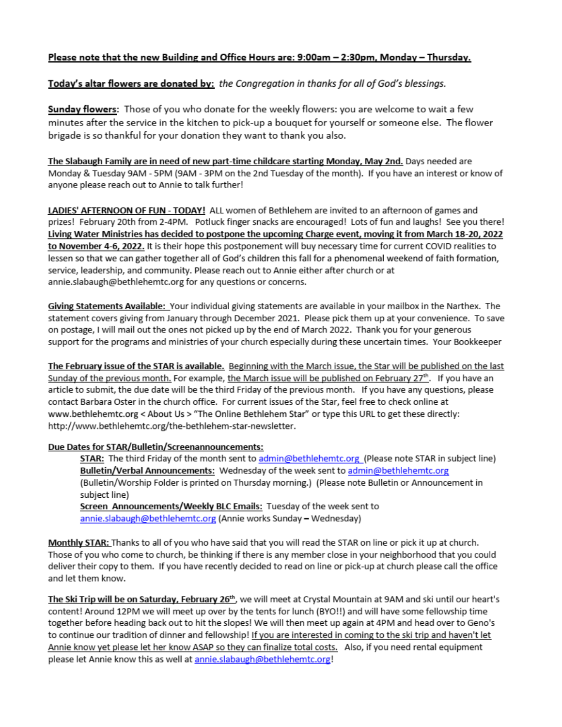**<u>Please note that the new Building and Office Hours are: 9:00am – 2:30pm, Monday – Thursday.</u>**

**<u>Today's altar flowers are donated by:</u>** *the Congregation in thanks for all of God's blessings.*

**<u>Sunday flowers</u>**: Those of you who donate for the weekly flowers: you are welcome to wait a few minutes after the service in the kitchen to pick-up a bouquet for yourself or someone else. The flower brigade is so thankful for your donation they want to thank you also.

**<u>The Slabaugh Family are in need of new part-time childcare starting Monday, May 2nd.</u>** Days needed are Monday & Tuesday 9AM - 5PM (9AM - 3PM on the 2nd Tuesday of the month). If you have an interest or know of anyone please reach out to Annie to talk further!

**<u>LADIES' AFTERNOON OF FUN - TODAY!</u>** ALL women of Bethlehem are invited to an afternoon of games and prizes! February 20th from 2-4PM. Potluck finger snacks are encouraged! Lots of fun and laughs! See you there!

**<u>Living Water Ministries has decided to postpone the upcoming Charge event, moving it from March 18-20, 2022 to November 4-6, 2022.</u>** It is their hope this postponement will buy necessary time for current COVID realities to lessen so that we can gather together all of God's children this fall for a phenomenal weekend of faith formation, service, leadership, and community. Please reach out to Annie either after church or at annie.slabaugh@bethlehemtc.org for any questions or concerns.

**<u>Giving Statements Available:</u>** Your individual giving statements are available in your mailbox in the Narthex. The statement covers giving from January through December 2021. Please pick them up at your convenience. To save on postage, I will mail out the ones not picked up by the end of March 2022. Thank you for your generous support for the programs and ministries of your church especially during these uncertain times. Your Bookkeeper

**<u>The February issue of the STAR is available.</u>** <u>Beginning with the March issue, the Star will be published on the last Sunday of the previous month.</u> For example, <u>the March issue will be published on February 27th</u>. If you have an article to submit, the due date will be the third Friday of the previous month. If you have any questions, please contact Barbara Oster in the church office. For current issues of the Star, feel free to check online at www.bethlehemtc.org < About Us > "The Online Bethlehem Star" or type this URL to get these directly: http://www.bethlehemtc.org/the-bethlehem-star-newsletter.

**<u>Due Dates for STAR/Bulletin/Screenannouncements:</u>**

> **<u>STAR:</u>** The third Friday of the month sent to admin@bethlehemtc.org (Please note STAR in subject line)
> **<u>Bulletin/Verbal Announcements:</u>** Wednesday of the week sent to admin@bethlehemtc.org (Bulletin/Worship Folder is printed on Thursday morning.) (Please note Bulletin or Announcement in subject line)
> **<u>Screen Announcements/Weekly BLC Emails:</u>** Tuesday of the week sent to annie.slabaugh@bethlehemtc.org (Annie works Sunday – Wednesday)

**<u>Monthly STAR:</u>** Thanks to all of you who have said that you will read the STAR on line or pick it up at church. Those of you who come to church, be thinking if there is any member close in your neighborhood that you could deliver their copy to them. If you have recently decided to read on line or pick-up at church please call the office and let them know.

**<u>The Ski Trip will be on Saturday, February 26th</u>**, we will meet at Crystal Mountain at 9AM and ski until our heart's content! Around 12PM we will meet up over by the tents for lunch (BYO!!) and will have some fellowship time together before heading back out to hit the slopes! We will then meet up again at 4PM and head over to Geno's to continue our tradition of dinner and fellowship! <u>If you are interested in coming to the ski trip and haven't let Annie know yet please let her know ASAP so they can finalize total costs.</u> Also, if you need rental equipment please let Annie know this as well at annie.slabaugh@bethlehemtc.org!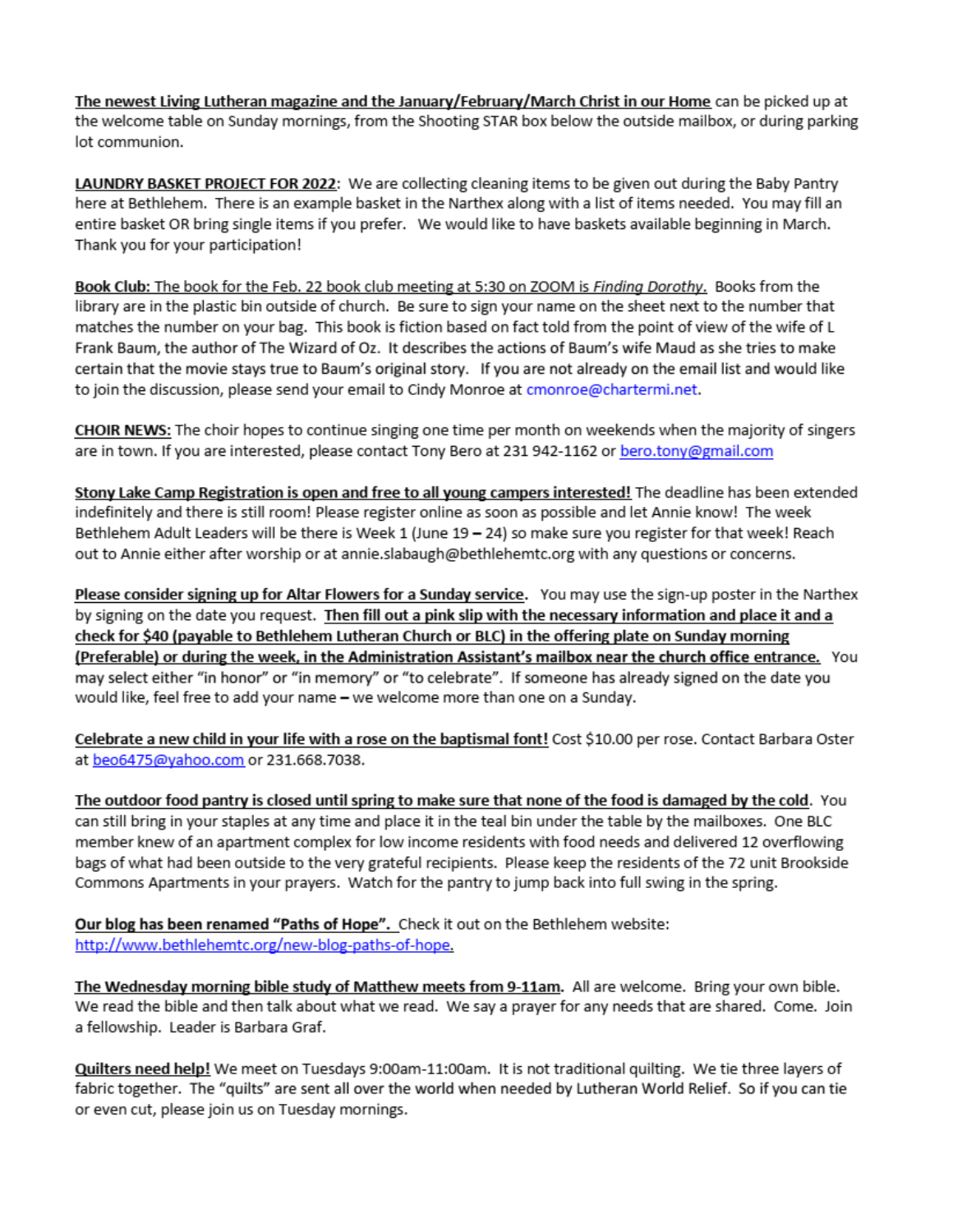**The newest Living Lutheran magazine and the January/February/March Christ in our Home** can be picked up at the welcome table on Sunday mornings, from the Shooting STAR box below the outside mailbox, or during parking lot communion.

**LAUNDRY BASKET PROJECT FOR 2022**: We are collecting cleaning items to be given out during the Baby Pantry here at Bethlehem. There is an example basket in the Narthex along with a list of items needed. You may fill an entire basket OR bring single items if you prefer. We would like to have baskets available beginning in March. Thank you for your participation!

**Book Club: The book for the Feb. 22 book club meeting at 5:30 on ZOOM is *Finding Dorothy*.** Books from the library are in the plastic bin outside of church. Be sure to sign your name on the sheet next to the number that matches the number on your bag. This book is fiction based on fact told from the point of view of the wife of L Frank Baum, the author of The Wizard of Oz. It describes the actions of Baum's wife Maud as she tries to make certain that the movie stays true to Baum's original story. If you are not already on the email list and would like to join the discussion, please send your email to Cindy Monroe at cmonroe@chartermi.net.

**CHOIR NEWS:** The choir hopes to continue singing one time per month on weekends when the majority of singers are in town. If you are interested, please contact Tony Bero at 231 942-1162 or bero.tony@gmail.com

**Stony Lake Camp Registration is open and free to all young campers interested!** The deadline has been extended indefinitely and there is still room! Please register online as soon as possible and let Annie know! The week Bethlehem Adult Leaders will be there is Week 1 (June 19 – 24) so make sure you register for that week! Reach out to Annie either after worship or at annie.slabaugh@bethlehemtc.org with any questions or concerns.

**Please consider signing up for Altar Flowers for a Sunday service.** You may use the sign-up poster in the Narthex by signing on the date you request. **Then fill out a pink slip with the necessary information and place it and a check for $40 (payable to Bethlehem Lutheran Church or BLC) in the offering plate on Sunday morning (Preferable) or during the week, in the Administration Assistant's mailbox near the church office entrance.** You may select either "in honor" or "in memory" or "to celebrate". If someone has already signed on the date you would like, feel free to add your name – we welcome more than one on a Sunday.

**Celebrate a new child in your life with a rose on the baptismal font!** Cost $10.00 per rose. Contact Barbara Oster at beo6475@yahoo.com or 231.668.7038.

**The outdoor food pantry is closed until spring to make sure that none of the food is damaged by the cold.** You can still bring in your staples at any time and place it in the teal bin under the table by the mailboxes. One BLC member knew of an apartment complex for low income residents with food needs and delivered 12 overflowing bags of what had been outside to the very grateful recipients. Please keep the residents of the 72 unit Brookside Commons Apartments in your prayers. Watch for the pantry to jump back into full swing in the spring.

**Our blog has been renamed "Paths of Hope".** Check it out on the Bethlehem website: http://www.bethlehemtc.org/new-blog-paths-of-hope.

**The Wednesday morning bible study of Matthew meets from 9-11am.** All are welcome. Bring your own bible. We read the bible and then talk about what we read. We say a prayer for any needs that are shared. Come. Join a fellowship. Leader is Barbara Graf.

**Quilters need help!** We meet on Tuesdays 9:00am-11:00am. It is not traditional quilting. We tie three layers of fabric together. The "quilts" are sent all over the world when needed by Lutheran World Relief. So if you can tie or even cut, please join us on Tuesday mornings.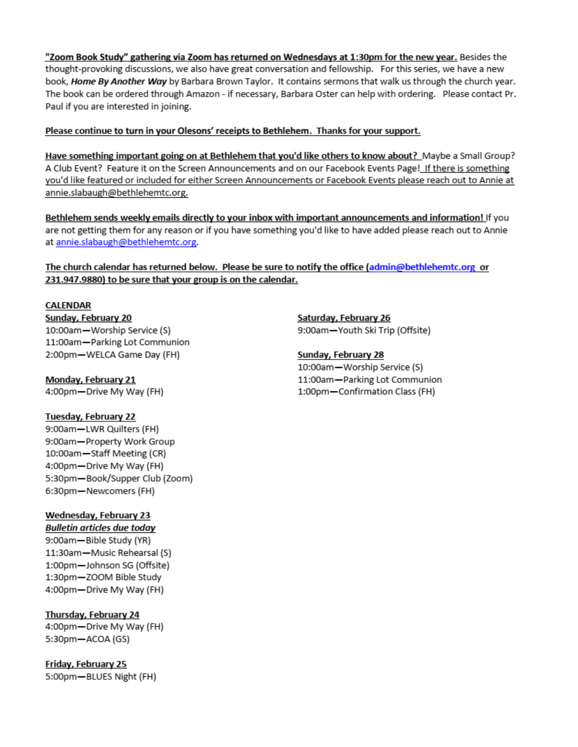**"Zoom Book Study" gathering via Zoom has returned on Wednesdays at 1:30pm for the new year.** Besides the thought-provoking discussions, we also have great conversation and fellowship. For this series, we have a new book, ***Home By Another Way*** by Barbara Brown Taylor. It contains sermons that walk us through the church year. The book can be ordered through Amazon - if necessary, Barbara Oster can help with ordering. Please contact Pr. Paul if you are interested in joining.

**Please continue to turn in your Olesons' receipts to Bethlehem. Thanks for your support.**

**Have something important going on at Bethlehem that you'd like others to know about?** Maybe a Small Group? A Club Event? Feature it on the Screen Announcements and on our Facebook Events Page! If there is something you'd like featured or included for either Screen Announcements or Facebook Events please reach out to Annie at annie.slabaugh@bethlehemtc.org.

**Bethlehem sends weekly emails directly to your inbox with important announcements and information!** If you are not getting them for any reason or if you have something you'd like to have added please reach out to Annie at annie.slabaugh@bethlehemtc.org.

**The church calendar has returned below. Please be sure to notify the office (admin@bethlehemtc.org or 231.947.9880) to be sure that your group is on the calendar.**

**CALENDAR**

**Sunday, February 20**
10:00am—Worship Service (S)
11:00am—Parking Lot Communion
2:00pm—WELCA Game Day (FH)

**Monday, February 21**
4:00pm—Drive My Way (FH)

**Tuesday, February 22**
9:00am—LWR Quilters (FH)
9:00am—Property Work Group
10:00am—Staff Meeting (CR)
4:00pm—Drive My Way (FH)
5:30pm—Book/Supper Club (Zoom)
6:30pm—Newcomers (FH)

**Wednesday, February 23**
***Bulletin articles due today***
9:00am—Bible Study (YR)
11:30am—Music Rehearsal (S)
1:00pm—Johnson SG (Offsite)
1:30pm—ZOOM Bible Study
4:00pm—Drive My Way (FH)

**Thursday, February 24**
4:00pm—Drive My Way (FH)
5:30pm—ACOA (GS)

**Friday, February 25**
5:00pm—BLUES Night (FH)

**Saturday, February 26**
9:00am—Youth Ski Trip (Offsite)

**Sunday, February 28**
10:00am—Worship Service (S)
11:00am—Parking Lot Communion
1:00pm—Confirmation Class (FH)